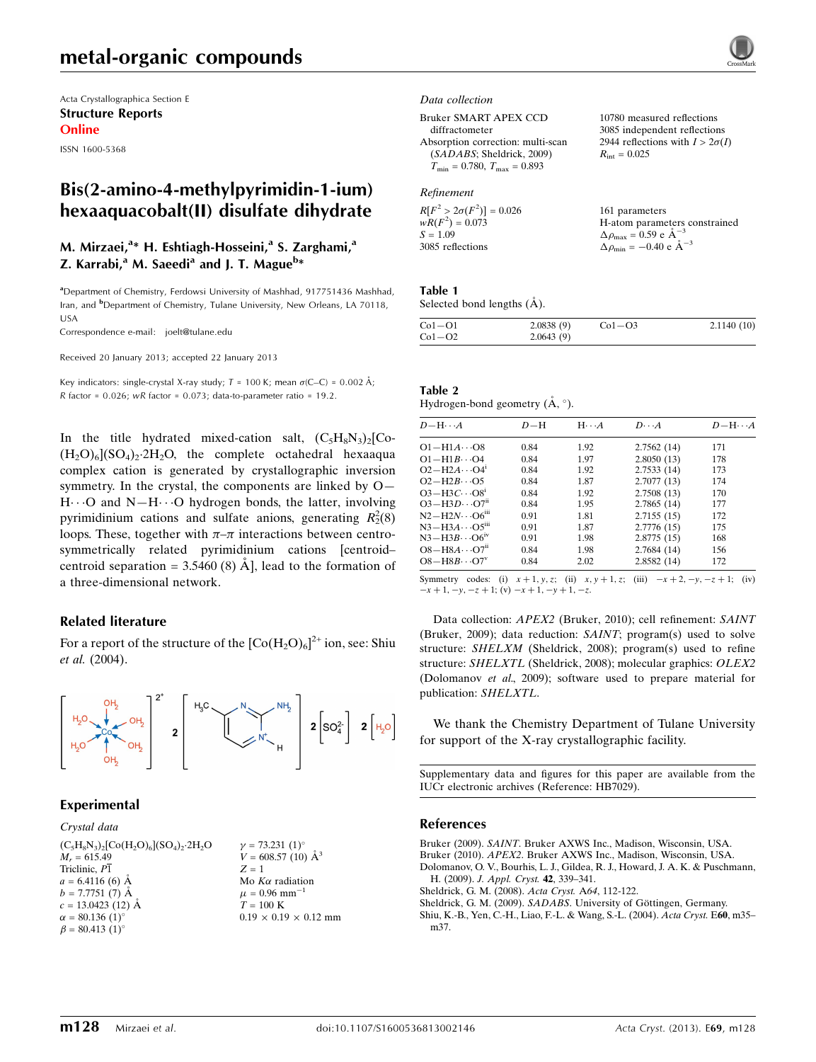metal-organic compounds

Acta Crystallographica Section E
**Structure Reports Online**

ISSN 1600-5368

# Bis(2-amino-4-methylpyrimidin-1-ium) hexaaquacobalt(II) disulfate dihydrate

**M. Mirzaei,[a]* H. Eshtiagh-Hosseini,[a] S. Zarghami,[a] Z. Karrabi,[a] M. Saeedi[a] and J. T. Mague[b]***

[a]Department of Chemistry, Ferdowsi University of Mashhad, 917751436 Mashhad, Iran, and [b]Department of Chemistry, Tulane University, New Orleans, LA 70118, USA
Correspondence e-mail: joelt@tulane.edu

Received 20 January 2013; accepted 22 January 2013

Key indicators: single-crystal X-ray study; $T$ = 100 K; mean $\sigma$(C–C) = 0.002 Å; $R$ factor = 0.026; $wR$ factor = 0.073; data-to-parameter ratio = 19.2.

In the title hydrated mixed-cation salt, $(C_5H_8N_3)_2[Co(H_2O)_6](SO_4)_2\cdot 2H_2O$, the complete octahedral hexaaqua complex cation is generated by crystallographic inversion symmetry. In the crystal, the components are linked by O—H···O and N—H···O hydrogen bonds, the latter, involving pyrimidinium cations and sulfate anions, generating $R_2^2(8)$ loops. These, together with $\pi$–$\pi$ interactions between centrosymmetrically related pyrimidinium cations [centroid–centroid separation = 3.5460 (8) Å], lead to the formation of a three-dimensional network.

## Related literature

For a report of the structure of the $[Co(H_2O)_6]^{2+}$ ion, see: Shiu *et al.* (2004).

## Experimental

### Crystal data

$(C_5H_8N_3)_2[Co(H_2O)_6](SO_4)_2\cdot 2H_2O$
$M_r$ = 615.49
Triclinic, $P\overline{1}$
$a$ = 6.4116 (6) Å
$b$ = 7.7751 (7) Å
$c$ = 13.0423 (12) Å
$\alpha$ = 80.136 (1)°
$\beta$ = 80.413 (1)°
$\gamma$ = 73.231 (1)°
$V$ = 608.57 (10) Å$^3$
$Z$ = 1
Mo $K\alpha$ radiation
$\mu$ = 0.96 mm$^{-1}$
$T$ = 100 K
0.19 × 0.19 × 0.12 mm

### Data collection

Bruker SMART APEX CCD diffractometer
Absorption correction: multi-scan (*SADABS*; Sheldrick, 2009)
$T_{min}$ = 0.780, $T_{max}$ = 0.893
10780 measured reflections
3085 independent reflections
2944 reflections with $I > 2\sigma(I)$
$R_{int}$ = 0.025

### Refinement

$R[F^2 > 2\sigma(F^2)]$ = 0.026
$wR(F^2)$ = 0.073
$S$ = 1.09
3085 reflections
161 parameters
H-atom parameters constrained
$\Delta\rho_{max}$ = 0.59 e Å$^{-3}$
$\Delta\rho_{min}$ = −0.40 e Å$^{-3}$

**Table 1**
Selected bond lengths (Å).

| | | | |
|---|---|---|---|
| Co1—O1 | 2.0838 (9) | Co1—O3 | 2.1140 (10) |
| Co1—O2 | 2.0643 (9) | | |

**Table 2**
Hydrogen-bond geometry (Å, °).

| $D$—H···$A$ | $D$—H | H···$A$ | $D$···$A$ | $D$—H···$A$ |
|---|---|---|---|---|
| O1—H1A···O8 | 0.84 | 1.92 | 2.7562 (14) | 171 |
| O1—H1B···O4 | 0.84 | 1.97 | 2.8050 (13) | 178 |
| O2—H2A···O4[i] | 0.84 | 1.92 | 2.7533 (14) | 173 |
| O2—H2B···O5 | 0.84 | 1.87 | 2.7077 (13) | 174 |
| O3—H3C···O8[i] | 0.84 | 1.92 | 2.7508 (13) | 170 |
| O3—H3D···O7[ii] | 0.84 | 1.95 | 2.7865 (14) | 177 |
| N2—H2N···O6[iii] | 0.91 | 1.81 | 2.7155 (15) | 172 |
| N3—H3A···O5[iii] | 0.91 | 1.87 | 2.7776 (15) | 175 |
| N3—H3B···O6[iv] | 0.91 | 1.98 | 2.8775 (15) | 168 |
| O8—H8A···O7[ii] | 0.84 | 1.98 | 2.7684 (14) | 156 |
| O8—H8B···O7[v] | 0.84 | 2.02 | 2.8582 (14) | 172 |

Symmetry codes: (i) $x+1, y, z$; (ii) $x, y+1, z$; (iii) $-x+2, -y, -z+1$; (iv) $-x+1, -y, -z+1$; (v) $-x+1, -y+1, -z$.

Data collection: *APEX2* (Bruker, 2010); cell refinement: *SAINT* (Bruker, 2009); data reduction: *SAINT*; program(s) used to solve structure: *SHELXM* (Sheldrick, 2008); program(s) used to refine structure: *SHELXTL* (Sheldrick, 2008); molecular graphics: *OLEX2* (Dolomanov *et al.*, 2009); software used to prepare material for publication: *SHELXTL*.

We thank the Chemistry Department of Tulane University for support of the X-ray crystallographic facility.

Supplementary data and figures for this paper are available from the IUCr electronic archives (Reference: HB7029).

## References

Bruker (2009). *SAINT*. Bruker AXWS Inc., Madison, Wisconsin, USA.
Bruker (2010). *APEX2*. Bruker AXWS Inc., Madison, Wisconsin, USA.
Dolomanov, O. V., Bourhis, L. J., Gildea, R. J., Howard, J. A. K. & Puschmann, H. (2009). *J. Appl. Cryst.* **42**, 339–341.
Sheldrick, G. M. (2008). *Acta Cryst.* A**64**, 112–122.
Sheldrick, G. M. (2009). *SADABS*. University of Göttingen, Germany.
Shiu, K.-B., Yen, C.-H., Liao, F.-L. & Wang, S.-L. (2004). *Acta Cryst.* E**60**, m35–m37.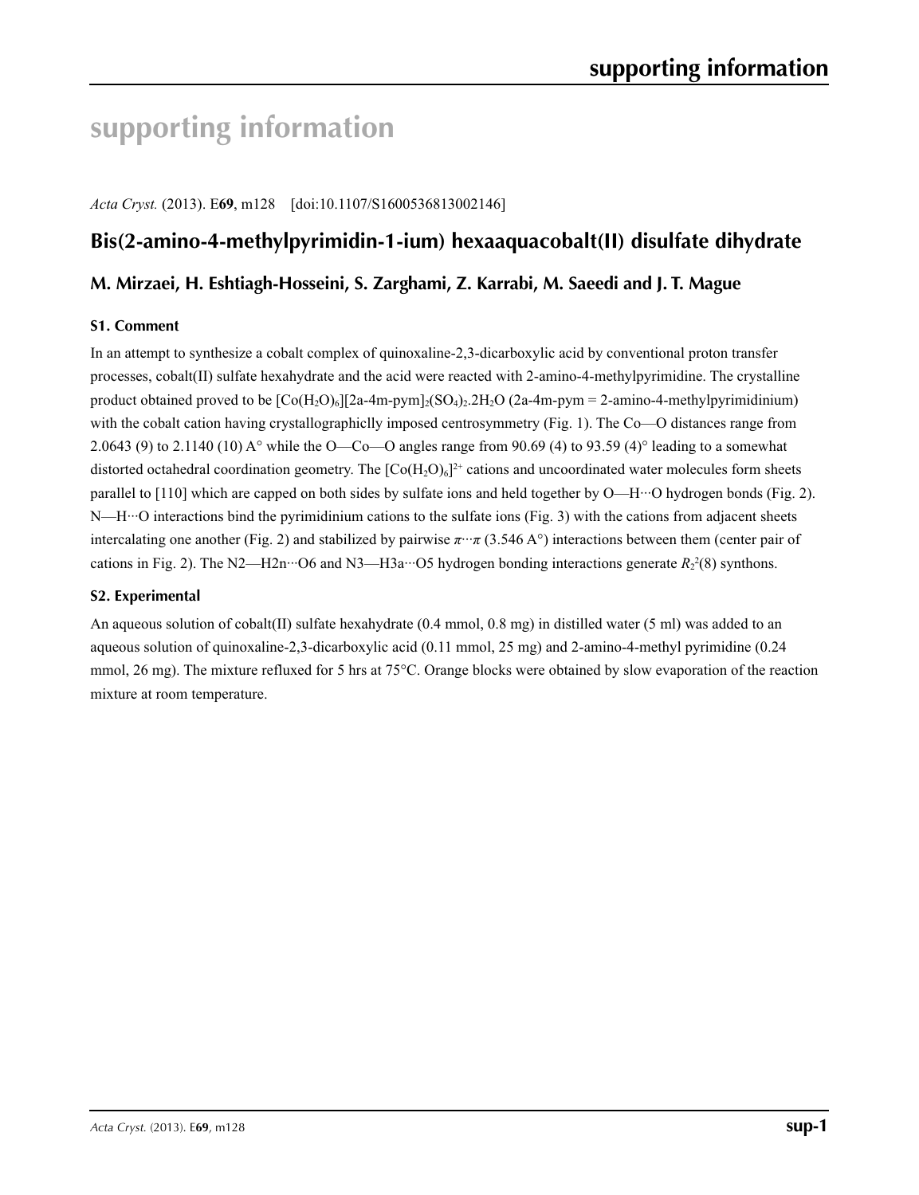# supporting information

*Acta Cryst.* (2013). E**69**, m128 [doi:10.1107/S1600536813002146]

## Bis(2-amino-4-methylpyrimidin-1-ium) hexaaquacobalt(II) disulfate dihydrate

### M. Mirzaei, H. Eshtiagh-Hosseini, S. Zarghami, Z. Karrabi, M. Saeedi and J. T. Mague

#### S1. Comment

In an attempt to synthesize a cobalt complex of quinoxaline-2,3-dicarboxylic acid by conventional proton transfer processes, cobalt(II) sulfate hexahydrate and the acid were reacted with 2-amino-4-methylpyrimidine. The crystalline product obtained proved to be $[Co(H_2O)_6][2a\text{-}4m\text{-}pym]_2(SO_4)_2.2H_2O$ (2a-4m-pym = 2-amino-4-methylpyrimidinium) with the cobalt cation having crystallographiclly imposed centrosymmetry (Fig. 1). The Co—O distances range from 2.0643 (9) to 2.1140 (10) A° while the O—Co—O angles range from 90.69 (4) to 93.59 (4)° leading to a somewhat distorted octahedral coordination geometry. The $[Co(H_2O)_6]^{2+}$ cations and uncoordinated water molecules form sheets parallel to [110] which are capped on both sides by sulfate ions and held together by O—H···O hydrogen bonds (Fig. 2). N—H···O interactions bind the pyrimidinium cations to the sulfate ions (Fig. 3) with the cations from adjacent sheets intercalating one another (Fig. 2) and stabilized by pairwise *π*···*π* (3.546 A°) interactions between them (center pair of cations in Fig. 2). The N2—H2n···O6 and N3—H3a···O5 hydrogen bonding interactions generate $R_2^2(8)$ synthons.

#### S2. Experimental

An aqueous solution of cobalt(II) sulfate hexahydrate (0.4 mmol, 0.8 mg) in distilled water (5 ml) was added to an aqueous solution of quinoxaline-2,3-dicarboxylic acid (0.11 mmol, 25 mg) and 2-amino-4-methyl pyrimidine (0.24 mmol, 26 mg). The mixture refluxed for 5 hrs at 75°C. Orange blocks were obtained by slow evaporation of the reaction mixture at room temperature.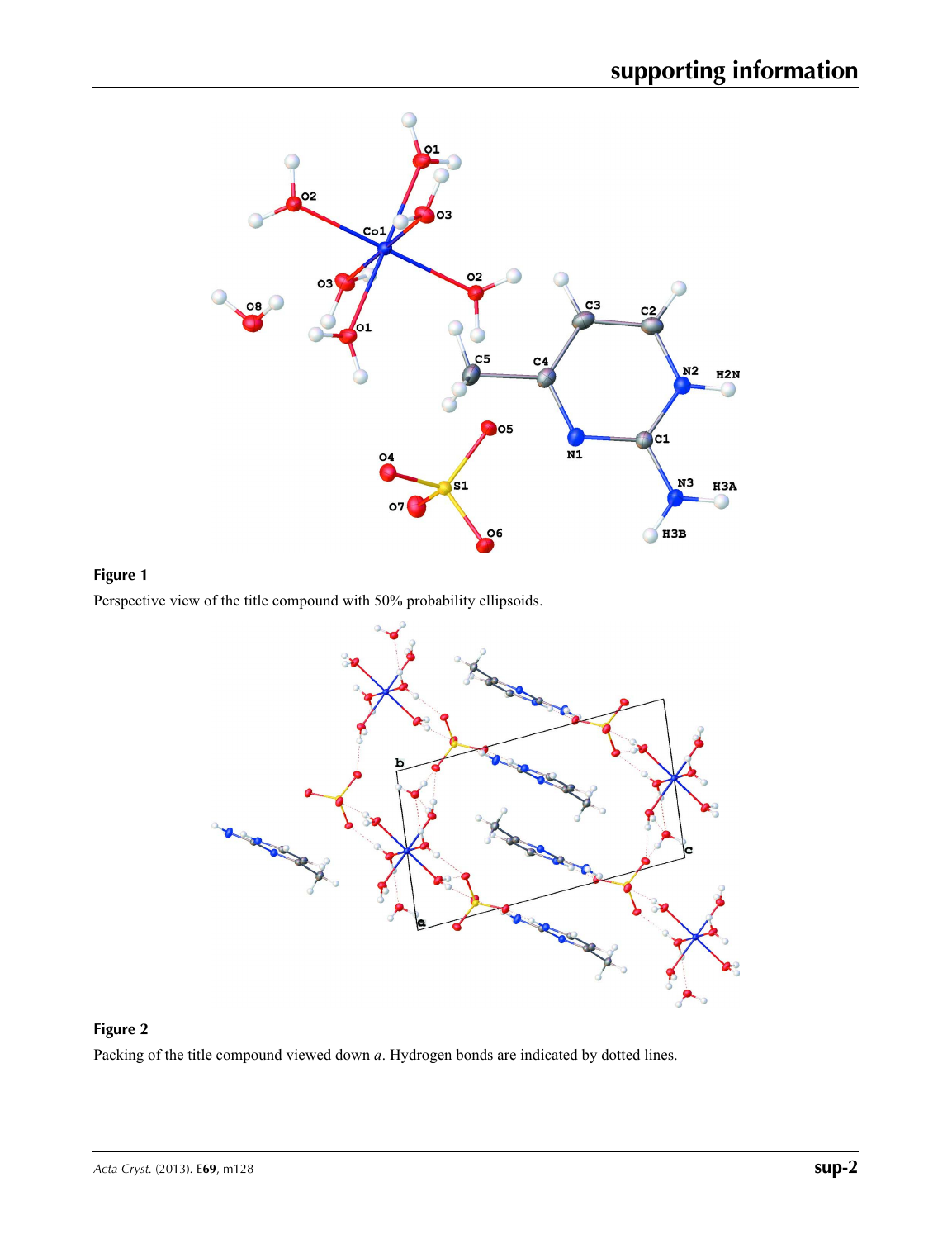**Figure 1**

Perspective view of the title compound with 50% probability ellipsoids.

**Figure 2**

Packing of the title compound viewed down *a*. Hydrogen bonds are indicated by dotted lines.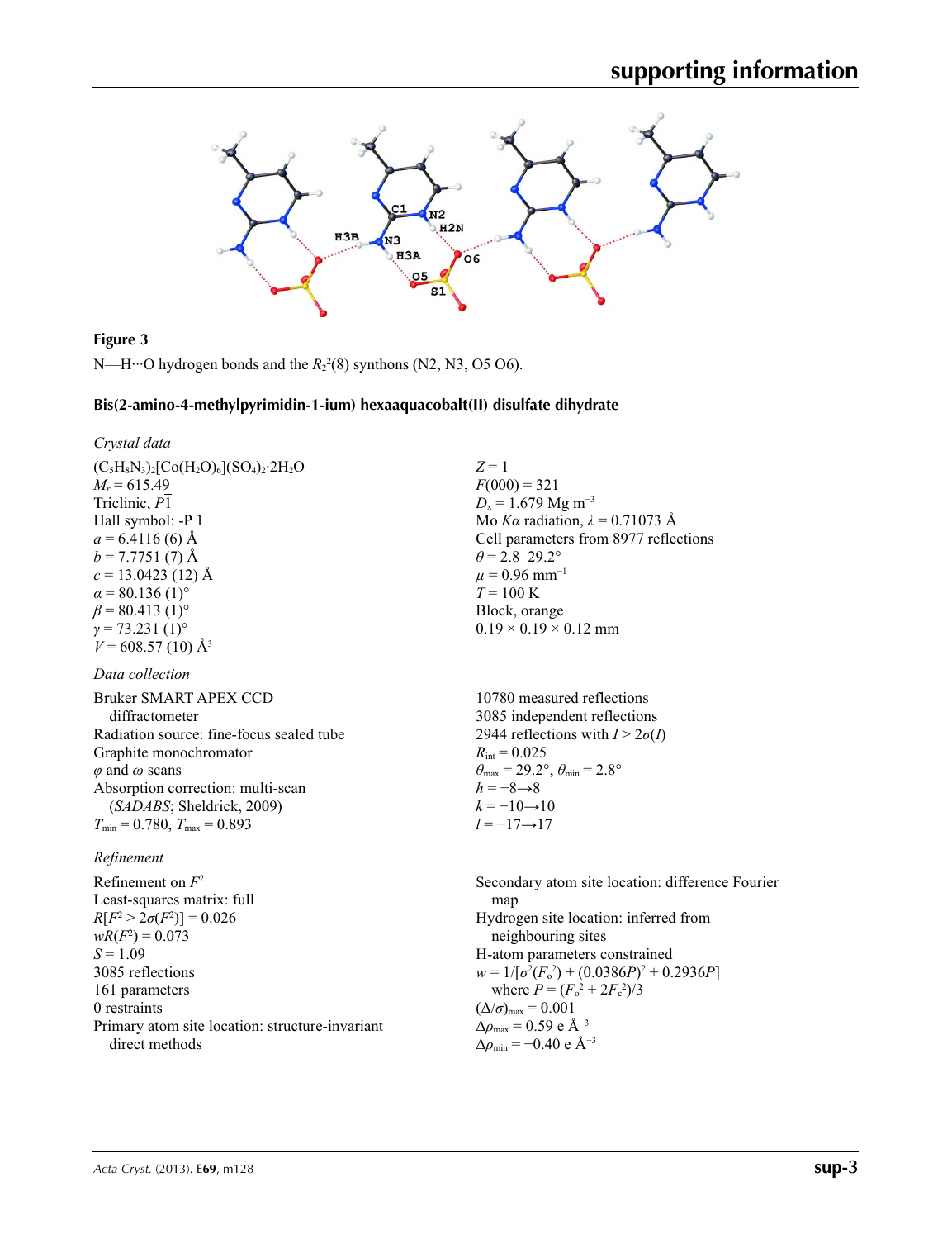**Figure 3**

N—H···O hydrogen bonds and the $R_2^2(8)$ synthons (N2, N3, O5 O6).

### Bis(2-amino-4-methylpyrimidin-1-ium) hexaaquacobalt(II) disulfate dihydrate

*Crystal data*

$(C_5H_8N_3)_2[Co(H_2O)_6](SO_4)_2 \cdot 2H_2O$
$M_r = 615.49$
Triclinic, $P\overline{1}$
Hall symbol: -P 1
$a = 6.4116$ (6) Å
$b = 7.7751$ (7) Å
$c = 13.0423$ (12) Å
$\alpha = 80.136$ (1)°
$\beta = 80.413$ (1)°
$\gamma = 73.231$ (1)°
$V = 608.57$ (10) Å$^3$
$Z = 1$
$F(000) = 321$
$D_x = 1.679$ Mg m$^{-3}$
Mo $K\alpha$ radiation, $\lambda = 0.71073$ Å
Cell parameters from 8977 reflections
$\theta = 2.8$–29.2°
$\mu = 0.96$ mm$^{-1}$
$T = 100$ K
Block, orange
0.19 × 0.19 × 0.12 mm

*Data collection*

Bruker SMART APEX CCD diffractometer
Radiation source: fine-focus sealed tube
Graphite monochromator
$\varphi$ and $\omega$ scans
Absorption correction: multi-scan (*SADABS*; Sheldrick, 2009)
$T_{min} = 0.780$, $T_{max} = 0.893$
10780 measured reflections
3085 independent reflections
2944 reflections with $I > 2\sigma(I)$
$R_{int} = 0.025$
$\theta_{max} = 29.2°$, $\theta_{min} = 2.8°$
$h = -8 \rightarrow 8$
$k = -10 \rightarrow 10$
$l = -17 \rightarrow 17$

*Refinement*

Refinement on $F^2$
Least-squares matrix: full
$R[F^2 > 2\sigma(F^2)] = 0.026$
$wR(F^2) = 0.073$
$S = 1.09$
3085 reflections
161 parameters
0 restraints
Primary atom site location: structure-invariant direct methods
Secondary atom site location: difference Fourier map
Hydrogen site location: inferred from neighbouring sites
H-atom parameters constrained
$w = 1/[\sigma^2(F_o^2) + (0.0386P)^2 + 0.2936P]$ where $P = (F_o^2 + 2F_c^2)/3$
$(\Delta/\sigma)_{max} = 0.001$
$\Delta\rho_{max} = 0.59$ e Å$^{-3}$
$\Delta\rho_{min} = -0.40$ e Å$^{-3}$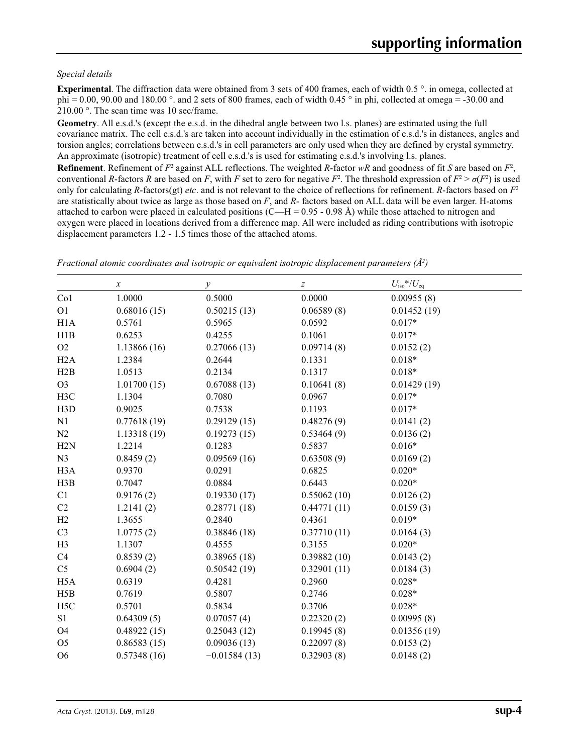*Special details*

**Experimental**. The diffraction data were obtained from 3 sets of 400 frames, each of width 0.5 °. in omega, collected at phi = 0.00, 90.00 and 180.00 °. and 2 sets of 800 frames, each of width 0.45 ° in phi, collected at omega = -30.00 and 210.00 °. The scan time was 10 sec/frame.

**Geometry**. All e.s.d.'s (except the e.s.d. in the dihedral angle between two l.s. planes) are estimated using the full covariance matrix. The cell e.s.d.'s are taken into account individually in the estimation of e.s.d.'s in distances, angles and torsion angles; correlations between e.s.d.'s in cell parameters are only used when they are defined by crystal symmetry. An approximate (isotropic) treatment of cell e.s.d.'s is used for estimating e.s.d.'s involving l.s. planes.

**Refinement**. Refinement of $F^2$ against ALL reflections. The weighted $R$-factor $wR$ and goodness of fit $S$ are based on $F^2$, conventional $R$-factors $R$ are based on $F$, with $F$ set to zero for negative $F^2$. The threshold expression of $F^2 > \sigma(F^2)$ is used only for calculating $R$-factors(gt) *etc*. and is not relevant to the choice of reflections for refinement. $R$-factors based on $F^2$ are statistically about twice as large as those based on $F$, and $R$- factors based on ALL data will be even larger. H-atoms attached to carbon were placed in calculated positions (C—H = 0.95 - 0.98 Å) while those attached to nitrogen and oxygen were placed in locations derived from a difference map. All were included as riding contributions with isotropic displacement parameters 1.2 - 1.5 times those of the attached atoms.

*Fractional atomic coordinates and isotropic or equivalent isotropic displacement parameters (Å²)*

| | $x$ | $y$ | $z$ | $U_{iso}$*/$U_{eq}$ |
|---|---|---|---|---|
| Co1 | 1.0000 | 0.5000 | 0.0000 | 0.00955 (8) |
| O1 | 0.68016 (15) | 0.50215 (13) | 0.06589 (8) | 0.01452 (19) |
| H1A | 0.5761 | 0.5965 | 0.0592 | 0.017* |
| H1B | 0.6253 | 0.4255 | 0.1061 | 0.017* |
| O2 | 1.13866 (16) | 0.27066 (13) | 0.09714 (8) | 0.0152 (2) |
| H2A | 1.2384 | 0.2644 | 0.1331 | 0.018* |
| H2B | 1.0513 | 0.2134 | 0.1317 | 0.018* |
| O3 | 1.01700 (15) | 0.67088 (13) | 0.10641 (8) | 0.01429 (19) |
| H3C | 1.1304 | 0.7080 | 0.0967 | 0.017* |
| H3D | 0.9025 | 0.7538 | 0.1193 | 0.017* |
| N1 | 0.77618 (19) | 0.29129 (15) | 0.48276 (9) | 0.0141 (2) |
| N2 | 1.13318 (19) | 0.19273 (15) | 0.53464 (9) | 0.0136 (2) |
| H2N | 1.2214 | 0.1283 | 0.5837 | 0.016* |
| N3 | 0.8459 (2) | 0.09569 (16) | 0.63508 (9) | 0.0169 (2) |
| H3A | 0.9370 | 0.0291 | 0.6825 | 0.020* |
| H3B | 0.7047 | 0.0884 | 0.6443 | 0.020* |
| C1 | 0.9176 (2) | 0.19330 (17) | 0.55062 (10) | 0.0126 (2) |
| C2 | 1.2141 (2) | 0.28771 (18) | 0.44771 (11) | 0.0159 (3) |
| H2 | 1.3655 | 0.2840 | 0.4361 | 0.019* |
| C3 | 1.0775 (2) | 0.38846 (18) | 0.37710 (11) | 0.0164 (3) |
| H3 | 1.1307 | 0.4555 | 0.3155 | 0.020* |
| C4 | 0.8539 (2) | 0.38965 (18) | 0.39882 (10) | 0.0143 (2) |
| C5 | 0.6904 (2) | 0.50542 (19) | 0.32901 (11) | 0.0184 (3) |
| H5A | 0.6319 | 0.4281 | 0.2960 | 0.028* |
| H5B | 0.7619 | 0.5807 | 0.2746 | 0.028* |
| H5C | 0.5701 | 0.5834 | 0.3706 | 0.028* |
| S1 | 0.64309 (5) | 0.07057 (4) | 0.22320 (2) | 0.00995 (8) |
| O4 | 0.48922 (15) | 0.25043 (12) | 0.19945 (8) | 0.01356 (19) |
| O5 | 0.86583 (15) | 0.09036 (13) | 0.22097 (8) | 0.0153 (2) |
| O6 | 0.57348 (16) | −0.01584 (13) | 0.32903 (8) | 0.0148 (2) |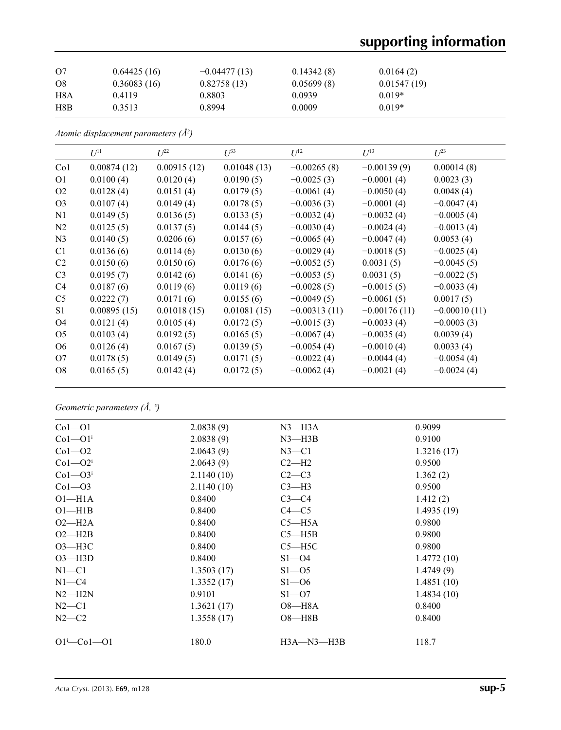| | | | | |
|---|---|---|---|---|
| O7 | 0.64425 (16) | −0.04477 (13) | 0.14342 (8) | 0.0164 (2) |
| O8 | 0.36083 (16) | 0.82758 (13) | 0.05699 (8) | 0.01547 (19) |
| H8A | 0.4119 | 0.8803 | 0.0939 | 0.019* |
| H8B | 0.3513 | 0.8994 | 0.0009 | 0.019* |

*Atomic displacement parameters (Å²)*

| | $U^{11}$ | $U^{22}$ | $U^{33}$ | $U^{12}$ | $U^{13}$ | $U^{23}$ |
|---|---|---|---|---|---|---|
| Co1 | 0.00874 (12) | 0.00915 (12) | 0.01048 (13) | −0.00265 (8) | −0.00139 (9) | 0.00014 (8) |
| O1 | 0.0100 (4) | 0.0120 (4) | 0.0190 (5) | −0.0025 (3) | −0.0001 (4) | 0.0023 (3) |
| O2 | 0.0128 (4) | 0.0151 (4) | 0.0179 (5) | −0.0061 (4) | −0.0050 (4) | 0.0048 (4) |
| O3 | 0.0107 (4) | 0.0149 (4) | 0.0178 (5) | −0.0036 (3) | −0.0001 (4) | −0.0047 (4) |
| N1 | 0.0149 (5) | 0.0136 (5) | 0.0133 (5) | −0.0032 (4) | −0.0032 (4) | −0.0005 (4) |
| N2 | 0.0125 (5) | 0.0137 (5) | 0.0144 (5) | −0.0030 (4) | −0.0024 (4) | −0.0013 (4) |
| N3 | 0.0140 (5) | 0.0206 (6) | 0.0157 (6) | −0.0065 (4) | −0.0047 (4) | 0.0053 (4) |
| C1 | 0.0136 (6) | 0.0114 (6) | 0.0130 (6) | −0.0029 (4) | −0.0018 (5) | −0.0025 (4) |
| C2 | 0.0150 (6) | 0.0150 (6) | 0.0176 (6) | −0.0052 (5) | 0.0031 (5) | −0.0045 (5) |
| C3 | 0.0195 (7) | 0.0142 (6) | 0.0141 (6) | −0.0053 (5) | 0.0031 (5) | −0.0022 (5) |
| C4 | 0.0187 (6) | 0.0119 (6) | 0.0119 (6) | −0.0028 (5) | −0.0015 (5) | −0.0033 (4) |
| C5 | 0.0222 (7) | 0.0171 (6) | 0.0155 (6) | −0.0049 (5) | −0.0061 (5) | 0.0017 (5) |
| S1 | 0.00895 (15) | 0.01018 (15) | 0.01081 (15) | −0.00313 (11) | −0.00176 (11) | −0.00010 (11) |
| O4 | 0.0121 (4) | 0.0105 (4) | 0.0172 (5) | −0.0015 (3) | −0.0033 (4) | −0.0003 (3) |
| O5 | 0.0103 (4) | 0.0192 (5) | 0.0165 (5) | −0.0067 (4) | −0.0035 (4) | 0.0039 (4) |
| O6 | 0.0126 (4) | 0.0167 (5) | 0.0139 (5) | −0.0054 (4) | −0.0010 (4) | 0.0033 (4) |
| O7 | 0.0178 (5) | 0.0149 (5) | 0.0171 (5) | −0.0022 (4) | −0.0044 (4) | −0.0054 (4) |
| O8 | 0.0165 (5) | 0.0142 (4) | 0.0172 (5) | −0.0062 (4) | −0.0021 (4) | −0.0024 (4) |

*Geometric parameters (Å, º)*

| | | | |
|---|---|---|---|
| Co1—O1 | 2.0838 (9) | N3—H3A | 0.9099 |
| Co1—O1$^{i}$ | 2.0838 (9) | N3—H3B | 0.9100 |
| Co1—O2 | 2.0643 (9) | N3—C1 | 1.3216 (17) |
| Co1—O2$^{i}$ | 2.0643 (9) | C2—H2 | 0.9500 |
| Co1—O3$^{i}$ | 2.1140 (10) | C2—C3 | 1.362 (2) |
| Co1—O3 | 2.1140 (10) | C3—H3 | 0.9500 |
| O1—H1A | 0.8400 | C3—C4 | 1.412 (2) |
| O1—H1B | 0.8400 | C4—C5 | 1.4935 (19) |
| O2—H2A | 0.8400 | C5—H5A | 0.9800 |
| O2—H2B | 0.8400 | C5—H5B | 0.9800 |
| O3—H3C | 0.8400 | C5—H5C | 0.9800 |
| O3—H3D | 0.8400 | S1—O4 | 1.4772 (10) |
| N1—C1 | 1.3503 (17) | S1—O5 | 1.4749 (9) |
| N1—C4 | 1.3352 (17) | S1—O6 | 1.4851 (10) |
| N2—H2N | 0.9101 | S1—O7 | 1.4834 (10) |
| N2—C1 | 1.3621 (17) | O8—H8A | 0.8400 |
| N2—C2 | 1.3558 (17) | O8—H8B | 0.8400 |
| | | | |
| O1$^{i}$—Co1—O1 | 180.0 | H3A—N3—H3B | 118.7 |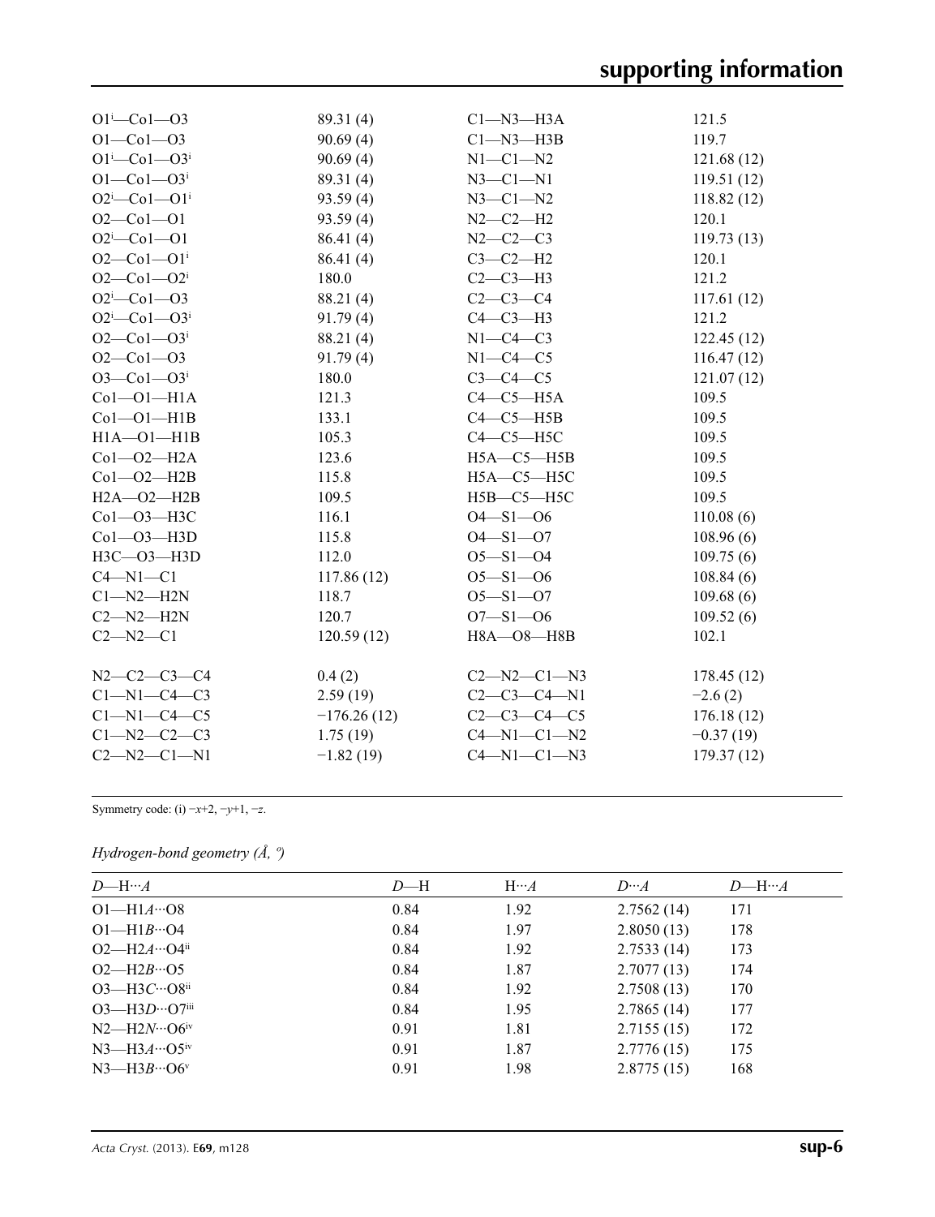| | | | |
|---|---|---|---|
| O1$^{i}$—Co1—O3 | 89.31 (4) | C1—N3—H3A | 121.5 |
| O1—Co1—O3 | 90.69 (4) | C1—N3—H3B | 119.7 |
| O1$^{i}$—Co1—O3$^{i}$ | 90.69 (4) | N1—C1—N2 | 121.68 (12) |
| O1—Co1—O3$^{i}$ | 89.31 (4) | N3—C1—N1 | 119.51 (12) |
| O2$^{i}$—Co1—O1$^{i}$ | 93.59 (4) | N3—C1—N2 | 118.82 (12) |
| O2—Co1—O1 | 93.59 (4) | N2—C2—H2 | 120.1 |
| O2$^{i}$—Co1—O1 | 86.41 (4) | N2—C2—C3 | 119.73 (13) |
| O2—Co1—O1$^{i}$ | 86.41 (4) | C3—C2—H2 | 120.1 |
| O2—Co1—O2$^{i}$ | 180.0 | C2—C3—H3 | 121.2 |
| O2$^{i}$—Co1—O3 | 88.21 (4) | C2—C3—C4 | 117.61 (12) |
| O2$^{i}$—Co1—O3$^{i}$ | 91.79 (4) | C4—C3—H3 | 121.2 |
| O2—Co1—O3$^{i}$ | 88.21 (4) | N1—C4—C3 | 122.45 (12) |
| O2—Co1—O3 | 91.79 (4) | N1—C4—C5 | 116.47 (12) |
| O3—Co1—O3$^{i}$ | 180.0 | C3—C4—C5 | 121.07 (12) |
| Co1—O1—H1A | 121.3 | C4—C5—H5A | 109.5 |
| Co1—O1—H1B | 133.1 | C4—C5—H5B | 109.5 |
| H1A—O1—H1B | 105.3 | C4—C5—H5C | 109.5 |
| Co1—O2—H2A | 123.6 | H5A—C5—H5B | 109.5 |
| Co1—O2—H2B | 115.8 | H5A—C5—H5C | 109.5 |
| H2A—O2—H2B | 109.5 | H5B—C5—H5C | 109.5 |
| Co1—O3—H3C | 116.1 | O4—S1—O6 | 110.08 (6) |
| Co1—O3—H3D | 115.8 | O4—S1—O7 | 108.96 (6) |
| H3C—O3—H3D | 112.0 | O5—S1—O4 | 109.75 (6) |
| C4—N1—C1 | 117.86 (12) | O5—S1—O6 | 108.84 (6) |
| C1—N2—H2N | 118.7 | O5—S1—O7 | 109.68 (6) |
| C2—N2—H2N | 120.7 | O7—S1—O6 | 109.52 (6) |
| C2—N2—C1 | 120.59 (12) | H8A—O8—H8B | 102.1 |
| | | | |
| N2—C2—C3—C4 | 0.4 (2) | C2—N2—C1—N3 | 178.45 (12) |
| C1—N1—C4—C3 | 2.59 (19) | C2—C3—C4—N1 | −2.6 (2) |
| C1—N1—C4—C5 | −176.26 (12) | C2—C3—C4—C5 | 176.18 (12) |
| C1—N2—C2—C3 | 1.75 (19) | C4—N1—C1—N2 | −0.37 (19) |
| C2—N2—C1—N1 | −1.82 (19) | C4—N1—C1—N3 | 179.37 (12) |

Symmetry code: (i) $-x+2, -y+1, -z$.

*Hydrogen-bond geometry (Å, º)*

| *D*—H···*A* | *D*—H | H···*A* | *D*···*A* | *D*—H···*A* |
|---|---|---|---|---|
| O1—H1*A*···O8 | 0.84 | 1.92 | 2.7562 (14) | 171 |
| O1—H1*B*···O4 | 0.84 | 1.97 | 2.8050 (13) | 178 |
| O2—H2*A*···O4$^{ii}$ | 0.84 | 1.92 | 2.7533 (14) | 173 |
| O2—H2*B*···O5 | 0.84 | 1.87 | 2.7077 (13) | 174 |
| O3—H3*C*···O8$^{ii}$ | 0.84 | 1.92 | 2.7508 (13) | 170 |
| O3—H3*D*···O7$^{iii}$ | 0.84 | 1.95 | 2.7865 (14) | 177 |
| N2—H2*N*···O6$^{iv}$ | 0.91 | 1.81 | 2.7155 (15) | 172 |
| N3—H3*A*···O5$^{iv}$ | 0.91 | 1.87 | 2.7776 (15) | 175 |
| N3—H3*B*···O6$^{v}$ | 0.91 | 1.98 | 2.8775 (15) | 168 |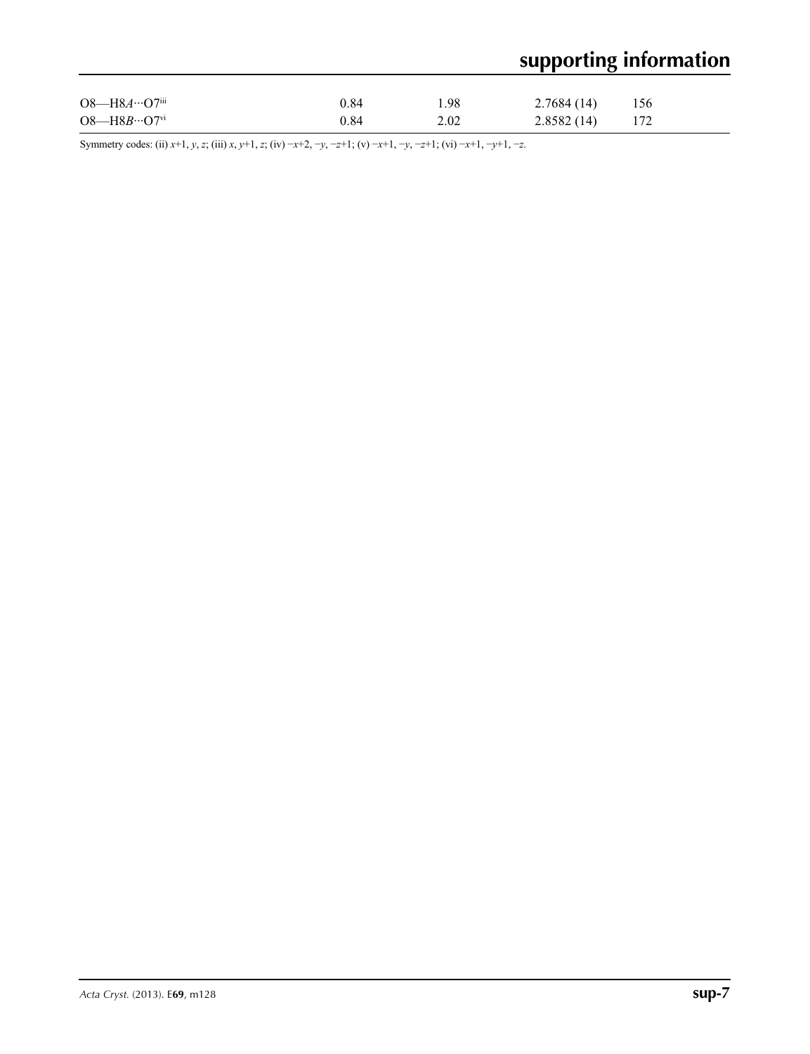| | | | | |
|---|---|---|---|---|
| O8—H8*A*···O7[iii] | 0.84 | 1.98 | 2.7684 (14) | 156 |
| O8—H8*B*···O7[vi] | 0.84 | 2.02 | 2.8582 (14) | 172 |

Symmetry codes: (ii) *x*+1, *y*, *z*; (iii) *x*, *y*+1, *z*; (iv) −*x*+2, −*y*, −*z*+1; (v) −*x*+1, −*y*, −*z*+1; (vi) −*x*+1, −*y*+1, −*z*.